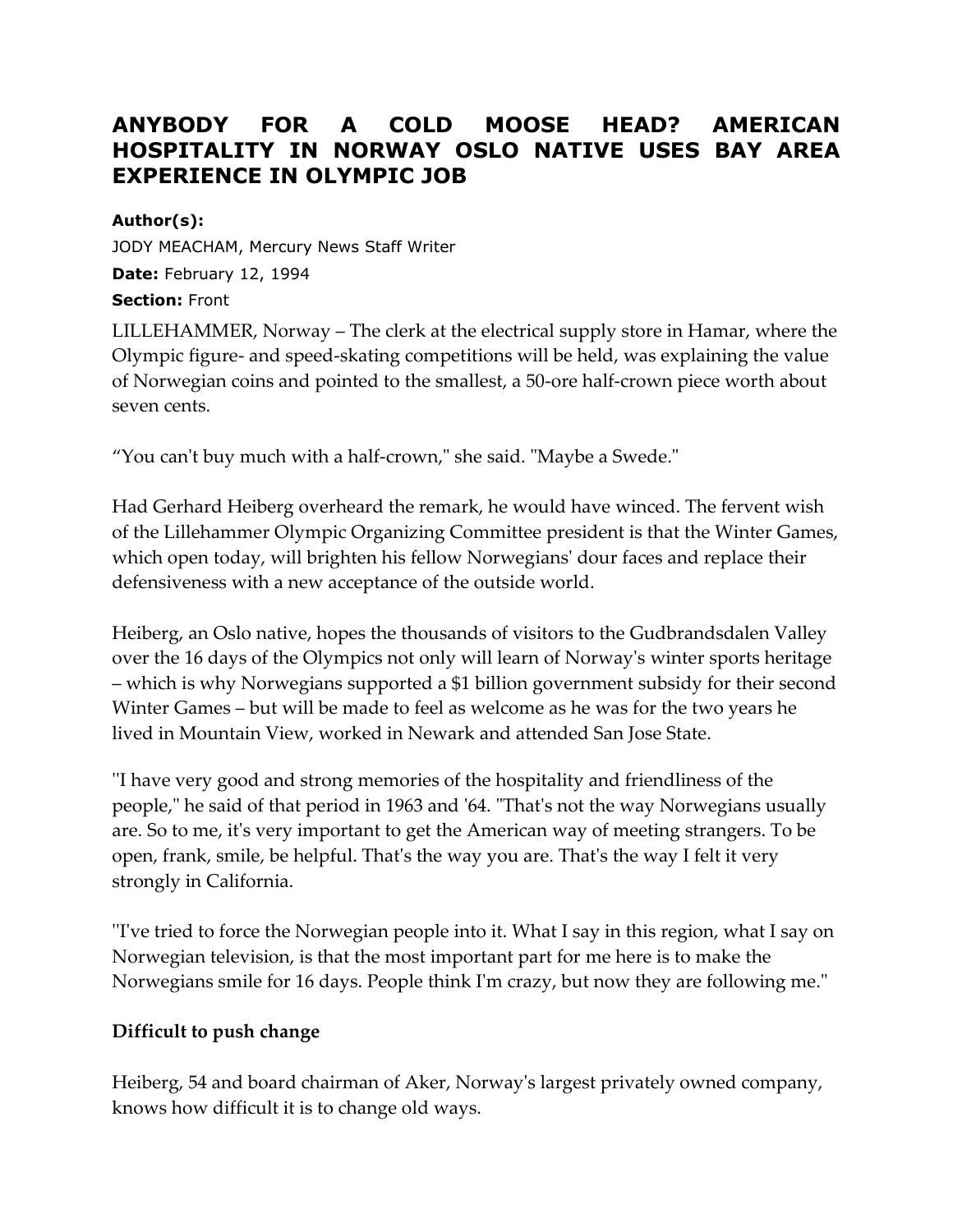# ANYBODY FOR A COLD MOOSE HEAD? AMERICAN HOSPITALITY IN NORWAY OSLO NATIVE USES BAY AREA EXPERIENCE IN OLYMPIC JOB

**Author(s):**

JODY MEACHAM, Mercury News Staff Writer

**Date:** February 12, 1994

**Section:** Front

LILLEHAMMER, Norway – The clerk at the electrical supply store in Hamar, where the Olympic figure- and speed-skating competitions will be held, was explaining the value of Norwegian coins and pointed to the smallest, a 50-ore half-crown piece worth about seven cents.

“You can't buy much with a half-crown," she said. "Maybe a Swede."

Had Gerhard Heiberg overheard the remark, he would have winced. The fervent wish of the Lillehammer Olympic Organizing Committee president is that the Winter Games, which open today, will brighten his fellow Norwegians' dour faces and replace their defensiveness with a new acceptance of the outside world.

Heiberg, an Oslo native, hopes the thousands of visitors to the Gudbrandsdalen Valley over the 16 days of the Olympics not only will learn of Norway's winter sports heritage – which is why Norwegians supported a $1 billion government subsidy for their second Winter Games – but will be made to feel as welcome as he was for the two years he lived in Mountain View, worked in Newark and attended San Jose State.

"I have very good and strong memories of the hospitality and friendliness of the people," he said of that period in 1963 and '64. "That's not the way Norwegians usually are. So to me, it's very important to get the American way of meeting strangers. To be open, frank, smile, be helpful. That's the way you are. That's the way I felt it very strongly in California.

"I've tried to force the Norwegian people into it. What I say in this region, what I say on Norwegian television, is that the most important part for me here is to make the Norwegians smile for 16 days. People think I'm crazy, but now they are following me."

**Difficult to push change**

Heiberg, 54 and board chairman of Aker, Norway's largest privately owned company, knows how difficult it is to change old ways.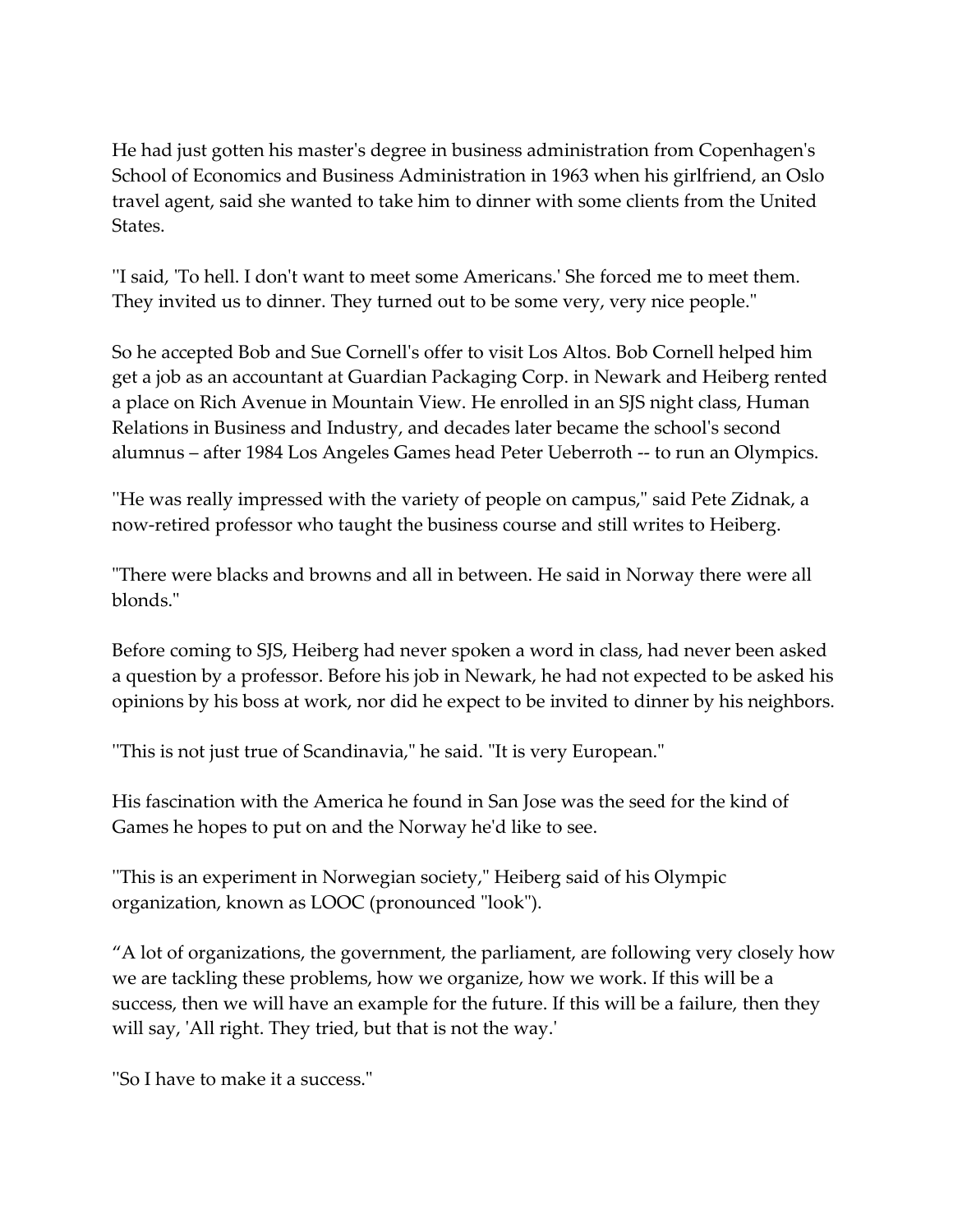He had just gotten his master's degree in business administration from Copenhagen's School of Economics and Business Administration in 1963 when his girlfriend, an Oslo travel agent, said she wanted to take him to dinner with some clients from the United States.

''I said, 'To hell. I don't want to meet some Americans.' She forced me to meet them. They invited us to dinner. They turned out to be some very, very nice people.''

So he accepted Bob and Sue Cornell's offer to visit Los Altos. Bob Cornell helped him get a job as an accountant at Guardian Packaging Corp. in Newark and Heiberg rented a place on Rich Avenue in Mountain View. He enrolled in an SJS night class, Human Relations in Business and Industry, and decades later became the school's second alumnus – after 1984 Los Angeles Games head Peter Ueberroth -- to run an Olympics.

''He was really impressed with the variety of people on campus,'' said Pete Zidnak, a now-retired professor who taught the business course and still writes to Heiberg.

''There were blacks and browns and all in between. He said in Norway there were all blonds.''

Before coming to SJS, Heiberg had never spoken a word in class, had never been asked a question by a professor. Before his job in Newark, he had not expected to be asked his opinions by his boss at work, nor did he expect to be invited to dinner by his neighbors.

''This is not just true of Scandinavia,'' he said. ''It is very European.''

His fascination with the America he found in San Jose was the seed for the kind of Games he hopes to put on and the Norway he'd like to see.

''This is an experiment in Norwegian society,'' Heiberg said of his Olympic organization, known as LOOC (pronounced ''look'').

"A lot of organizations, the government, the parliament, are following very closely how we are tackling these problems, how we organize, how we work. If this will be a success, then we will have an example for the future. If this will be a failure, then they will say, 'All right. They tried, but that is not the way.'

''So I have to make it a success.''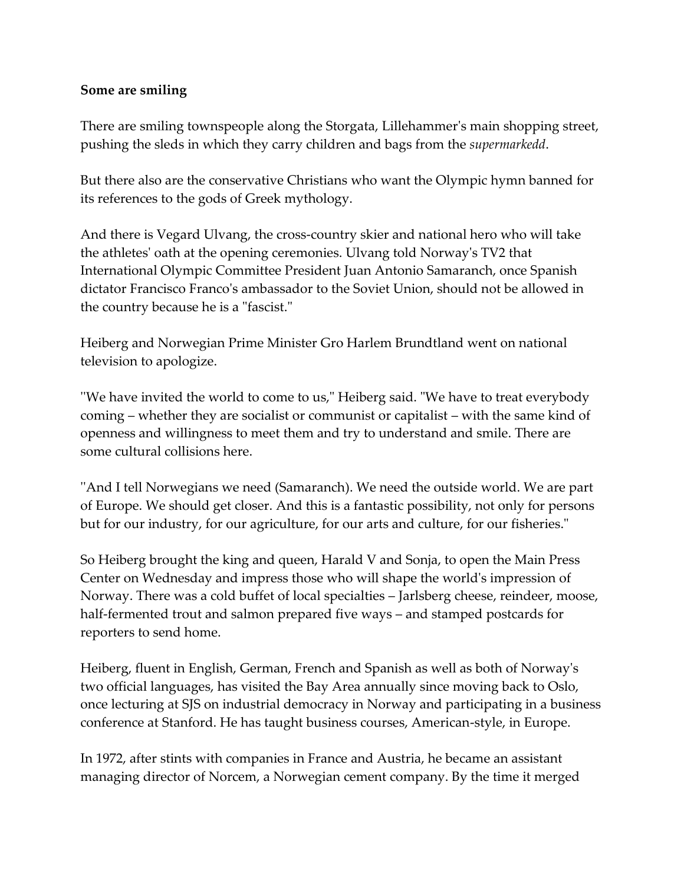**Some are smiling**

There are smiling townspeople along the Storgata, Lillehammer's main shopping street, pushing the sleds in which they carry children and bags from the *supermarkedd*.

But there also are the conservative Christians who want the Olympic hymn banned for its references to the gods of Greek mythology.

And there is Vegard Ulvang, the cross-country skier and national hero who will take the athletes' oath at the opening ceremonies. Ulvang told Norway's TV2 that International Olympic Committee President Juan Antonio Samaranch, once Spanish dictator Francisco Franco's ambassador to the Soviet Union, should not be allowed in the country because he is a "fascist."

Heiberg and Norwegian Prime Minister Gro Harlem Brundtland went on national television to apologize.

"We have invited the world to come to us," Heiberg said. "We have to treat everybody coming – whether they are socialist or communist or capitalist – with the same kind of openness and willingness to meet them and try to understand and smile. There are some cultural collisions here.

"And I tell Norwegians we need (Samaranch). We need the outside world. We are part of Europe. We should get closer. And this is a fantastic possibility, not only for persons but for our industry, for our agriculture, for our arts and culture, for our fisheries."

So Heiberg brought the king and queen, Harald V and Sonja, to open the Main Press Center on Wednesday and impress those who will shape the world's impression of Norway. There was a cold buffet of local specialties – Jarlsberg cheese, reindeer, moose, half-fermented trout and salmon prepared five ways – and stamped postcards for reporters to send home.

Heiberg, fluent in English, German, French and Spanish as well as both of Norway's two official languages, has visited the Bay Area annually since moving back to Oslo, once lecturing at SJS on industrial democracy in Norway and participating in a business conference at Stanford. He has taught business courses, American-style, in Europe.

In 1972, after stints with companies in France and Austria, he became an assistant managing director of Norcem, a Norwegian cement company. By the time it merged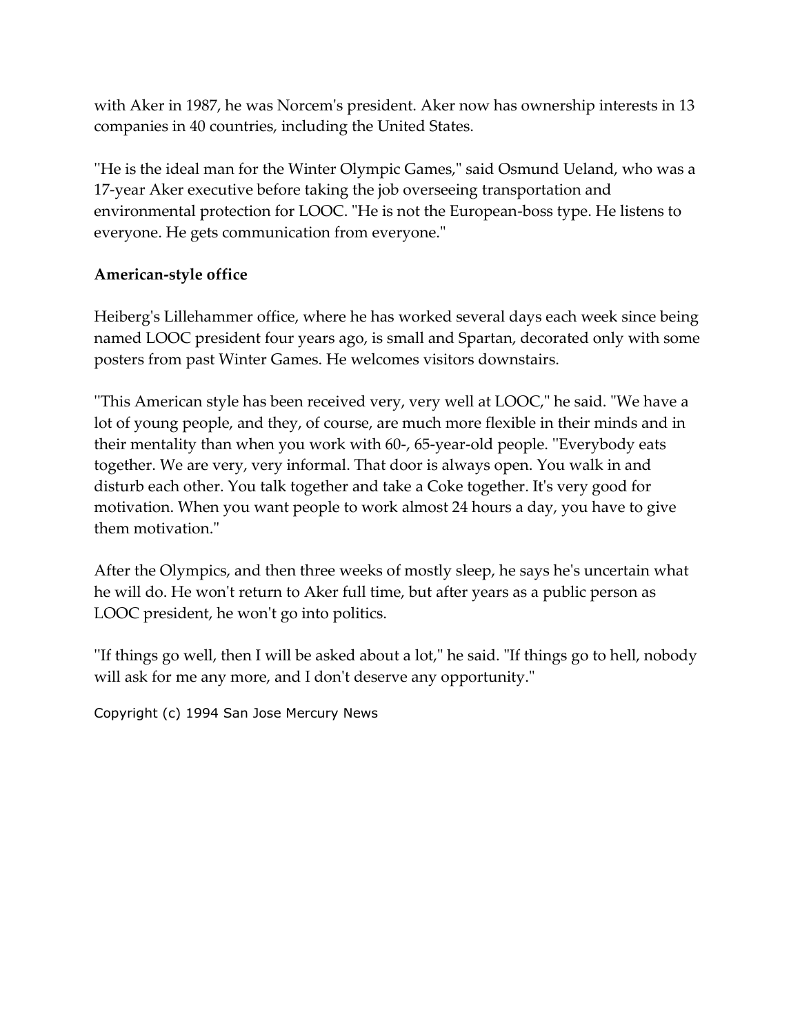with Aker in 1987, he was Norcem's president. Aker now has ownership interests in 13 companies in 40 countries, including the United States.

''He is the ideal man for the Winter Olympic Games,'' said Osmund Ueland, who was a 17-year Aker executive before taking the job overseeing transportation and environmental protection for LOOC. ''He is not the European-boss type. He listens to everyone. He gets communication from everyone.''

**American-style office**

Heiberg's Lillehammer office, where he has worked several days each week since being named LOOC president four years ago, is small and Spartan, decorated only with some posters from past Winter Games. He welcomes visitors downstairs.

''This American style has been received very, very well at LOOC,'' he said. ''We have a lot of young people, and they, of course, are much more flexible in their minds and in their mentality than when you work with 60-, 65-year-old people. ''Everybody eats together. We are very, very informal. That door is always open. You walk in and disturb each other. You talk together and take a Coke together. It's very good for motivation. When you want people to work almost 24 hours a day, you have to give them motivation.''

After the Olympics, and then three weeks of mostly sleep, he says he's uncertain what he will do. He won't return to Aker full time, but after years as a public person as LOOC president, he won't go into politics.

''If things go well, then I will be asked about a lot,'' he said. ''If things go to hell, nobody will ask for me any more, and I don't deserve any opportunity.''

Copyright (c) 1994 San Jose Mercury News